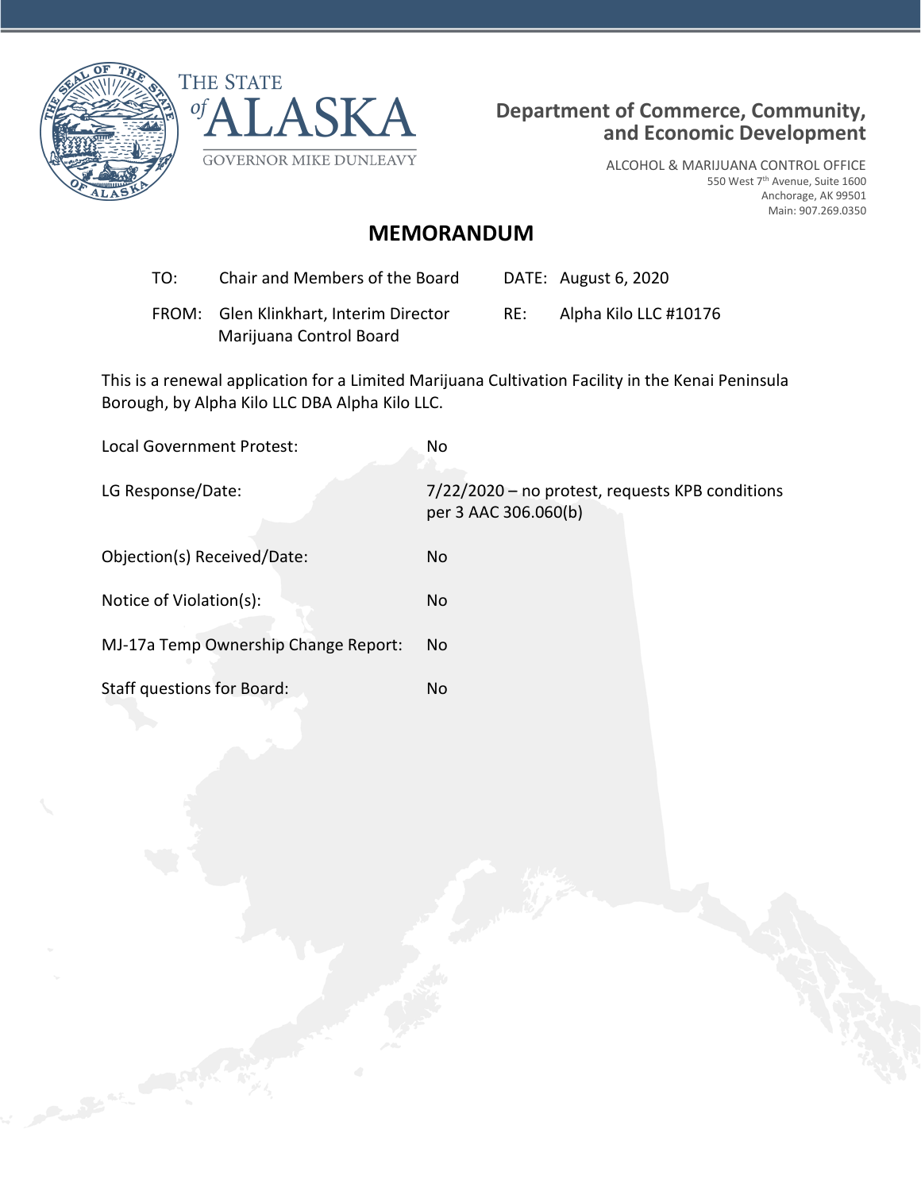THE STATE of ALASKA

GOVERNOR MIKE DUNLEAVY

**Department of Commerce, Community, and Economic Development**

ALCOHOL & MARIJUANA CONTROL OFFICE
550 West 7th Avenue, Suite 1600
Anchorage, AK 99501
Main: 907.269.0350

# MEMORANDUM

TO: Chair and Members of the Board

DATE: August 6, 2020

FROM: Glen Klinkhart, Interim Director
Marijuana Control Board

RE: Alpha Kilo LLC #10176

This is a renewal application for a Limited Marijuana Cultivation Facility in the Kenai Peninsula Borough, by Alpha Kilo LLC DBA Alpha Kilo LLC.

| | |
|---|---|
| Local Government Protest: | No |
| LG Response/Date: | 7/22/2020 – no protest, requests KPB conditions per 3 AAC 306.060(b) |
| Objection(s) Received/Date: | No |
| Notice of Violation(s): | No |
| MJ-17a Temp Ownership Change Report: | No |
| Staff questions for Board: | No |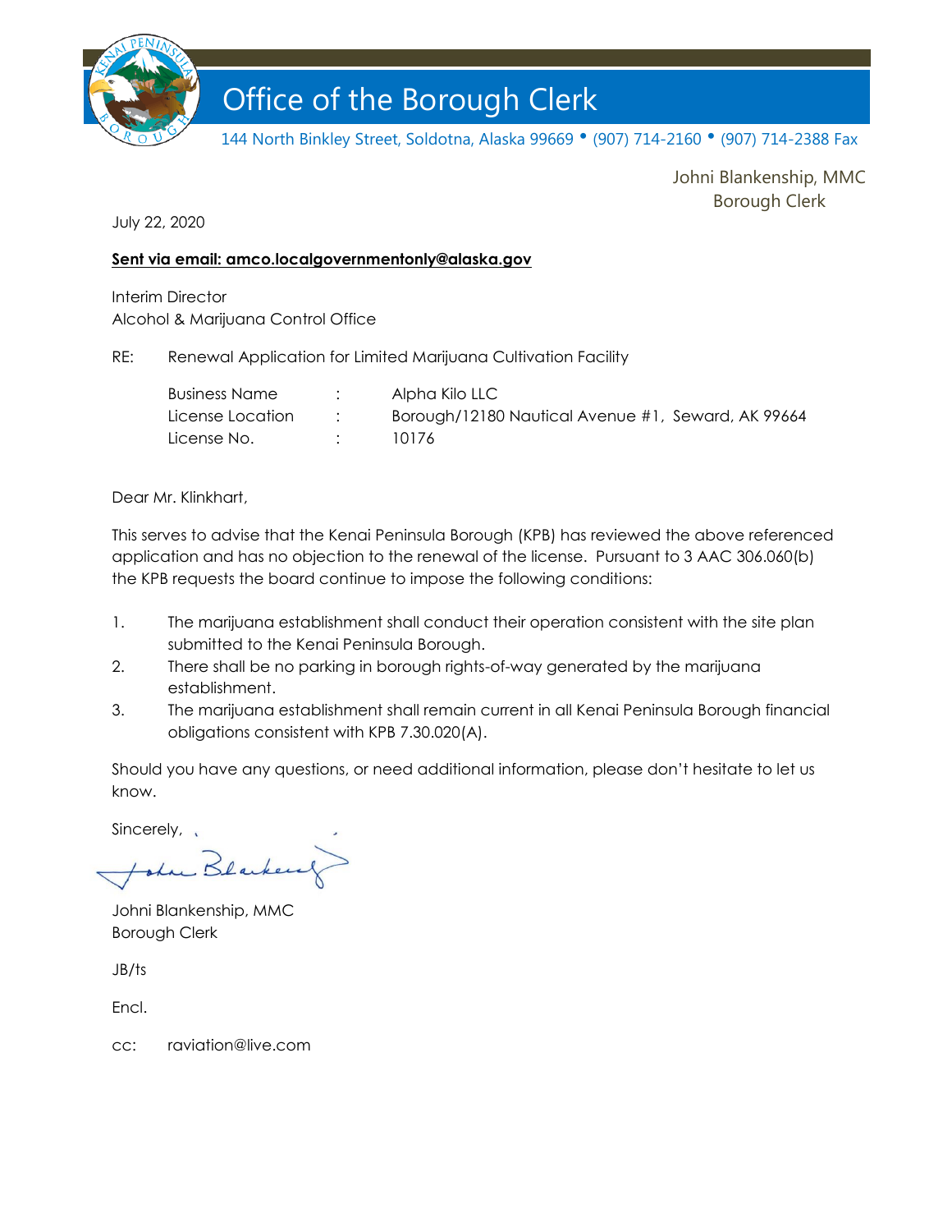# Office of the Borough Clerk

144 North Binkley Street, Soldotna, Alaska 99669 • (907) 714-2160 • (907) 714-2388 Fax

Johni Blankenship, MMC
Borough Clerk

July 22, 2020

**Sent via email: amco.localgovernmentonly@alaska.gov**

Interim Director
Alcohol & Marijuana Control Office

RE: Renewal Application for Limited Marijuana Cultivation Facility

| | | |
|---|---|---|
| Business Name | : | Alpha Kilo LLC |
| License Location | : | Borough/12180 Nautical Avenue #1, Seward, AK 99664 |
| License No. | : | 10176 |

Dear Mr. Klinkhart,

This serves to advise that the Kenai Peninsula Borough (KPB) has reviewed the above referenced application and has no objection to the renewal of the license. Pursuant to 3 AAC 306.060(b) the KPB requests the board continue to impose the following conditions:

1. The marijuana establishment shall conduct their operation consistent with the site plan submitted to the Kenai Peninsula Borough.
2. There shall be no parking in borough rights-of-way generated by the marijuana establishment.
3. The marijuana establishment shall remain current in all Kenai Peninsula Borough financial obligations consistent with KPB 7.30.020(A).

Should you have any questions, or need additional information, please don't hesitate to let us know.

Sincerely,

Johni Blankenship, MMC
Borough Clerk

JB/ts

Encl.

cc: raviation@live.com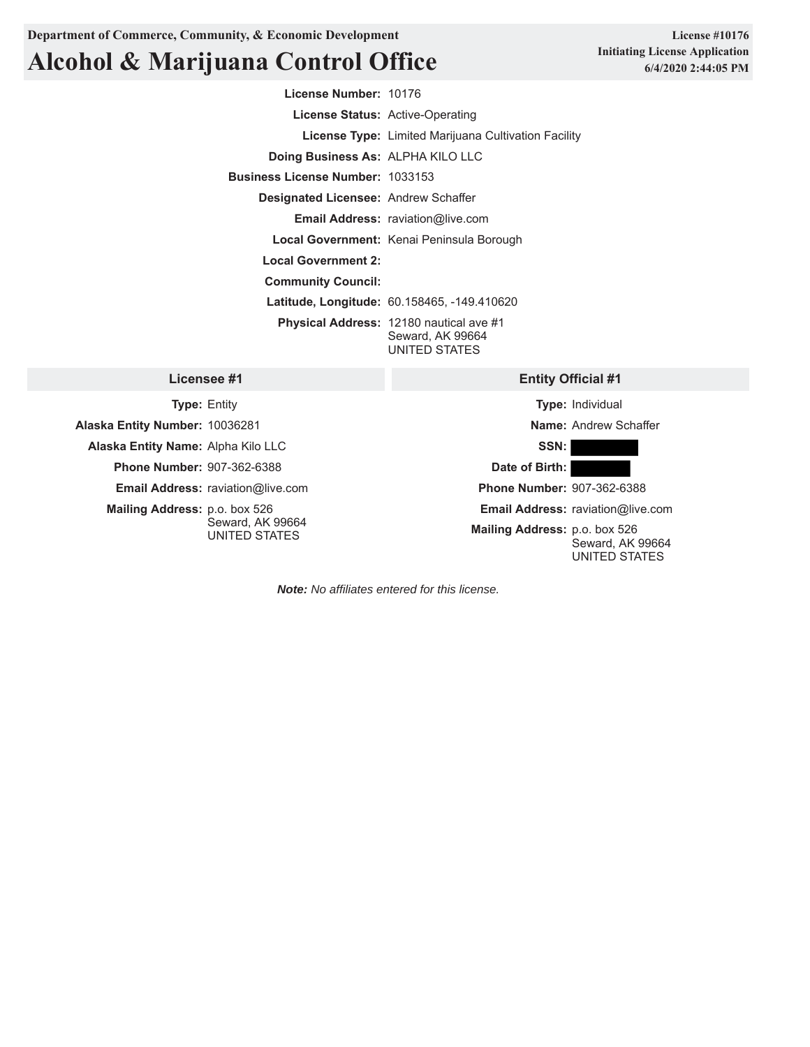**Department of Commerce, Community, & Economic Development**

# Alcohol & Marijuana Control Office

**License #10176**
**Initiating License Application**
**6/4/2020 2:44:05 PM**

**License Number:** 10176

**License Status:** Active-Operating

**License Type:** Limited Marijuana Cultivation Facility

**Doing Business As:** ALPHA KILO LLC

**Business License Number:** 1033153

**Designated Licensee:** Andrew Schaffer

**Email Address:** raviation@live.com

**Local Government:** Kenai Peninsula Borough

**Local Government 2:**

**Community Council:**

**Latitude, Longitude:** 60.158465, -149.410620

**Physical Address:** 12180 nautical ave #1
Seward, AK 99664
UNITED STATES

## Licensee #1

**Type:** Entity

**Alaska Entity Number:** 10036281

**Alaska Entity Name:** Alpha Kilo LLC

**Phone Number:** 907-362-6388

**Email Address:** raviation@live.com

**Mailing Address:** p.o. box 526
Seward, AK 99664
UNITED STATES

## Entity Official #1

**Type:** Individual

**Name:** Andrew Schaffer

**SSN:** [REDACTED]

**Date of Birth:** [REDACTED]

**Phone Number:** 907-362-6388

**Email Address:** raviation@live.com

**Mailing Address:** p.o. box 526
Seward, AK 99664
UNITED STATES

***Note:*** *No affiliates entered for this license.*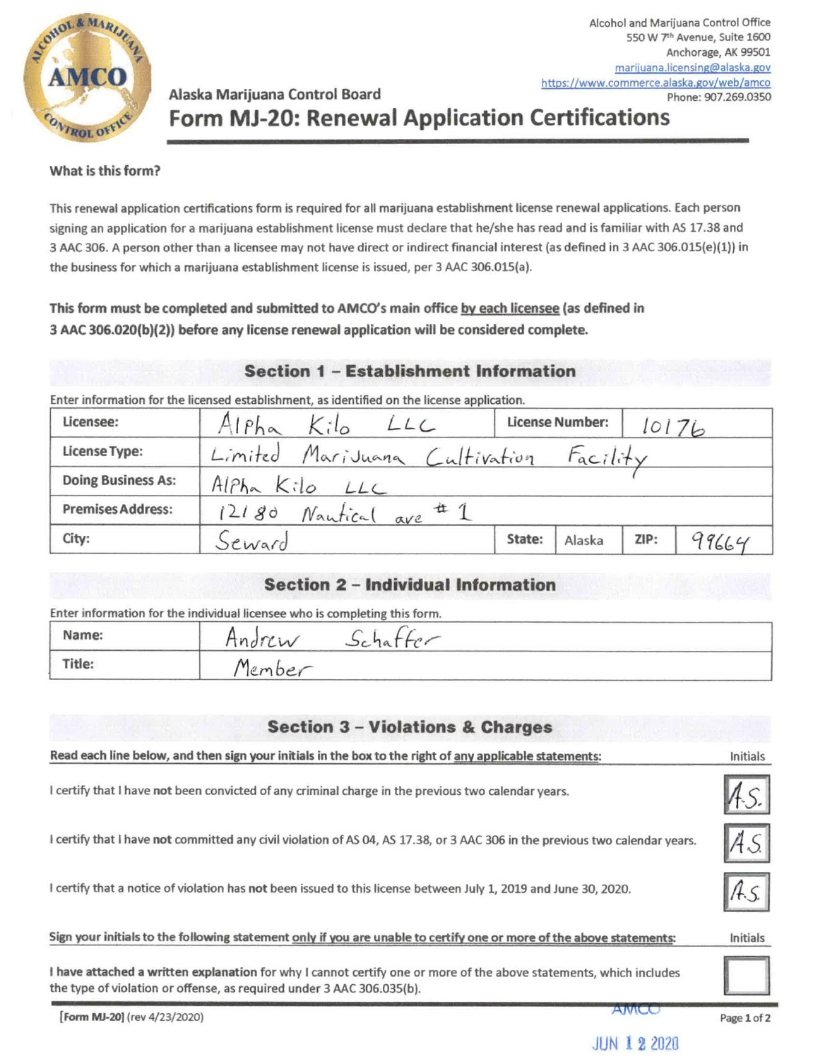Alcohol and Marijuana Control Office
550 W 7th Avenue, Suite 1600
Anchorage, AK 99501
marijuana.licensing@alaska.gov
https://www.commerce.alaska.gov/web/amco
Phone: 907.269.0350

Alaska Marijuana Control Board

# Form MJ-20: Renewal Application Certifications

**What is this form?**

This renewal application certifications form is required for all marijuana establishment license renewal applications. Each person signing an application for a marijuana establishment license must declare that he/she has read and is familiar with AS 17.38 and 3 AAC 306. A person other than a licensee may not have direct or indirect financial interest (as defined in 3 AAC 306.015(e)(1)) in the business for which a marijuana establishment license is issued, per 3 AAC 306.015(a).

**This form must be completed and submitted to AMCO's main office by each licensee (as defined in 3 AAC 306.020(b)(2)) before any license renewal application will be considered complete.**

## Section 1 – Establishment Information

Enter information for the licensed establishment, as identified on the license application.

| | | | | | |
|---|---|---|---|---|---|
| **Licensee:** | Alpha Kilo LLC | **License Number:** | 10176 | | |
| **License Type:** | Limited Marijuana Cultivation Facility | | | | |
| **Doing Business As:** | Alpha Kilo LLC | | | | |
| **Premises Address:** | 12180 Nautical ave # 1 | | | | |
| **City:** | Seward | **State:** | Alaska | **ZIP:** | 99664 |

## Section 2 – Individual Information

Enter information for the individual licensee who is completing this form.

| | |
|---|---|
| **Name:** | Andrew Schaffer |
| **Title:** | Member |

## Section 3 – Violations & Charges

**Read each line below, and then sign your initials in the box to the right of any applicable statements:**

| | Initials |
|---|---|
| I certify that I have **not** been convicted of any criminal charge in the previous two calendar years. | A.S. |
| I certify that I have **not** committed any civil violation of AS 04, AS 17.38, or 3 AAC 306 in the previous two calendar years. | A.S. |
| I certify that a notice of violation has **not** been issued to this license between July 1, 2019 and June 30, 2020. | A.S. |

**Sign your initials to the following statement only if you are unable to certify one or more of the above statements:**

| | Initials |
|---|---|
| **I have attached a written explanation** for why I cannot certify one or more of the above statements, which includes the type of violation or offense, as required under 3 AAC 306.035(b). | |

**[Form MJ-20]** (rev 4/23/2020)

AMCO
JUN 12 2020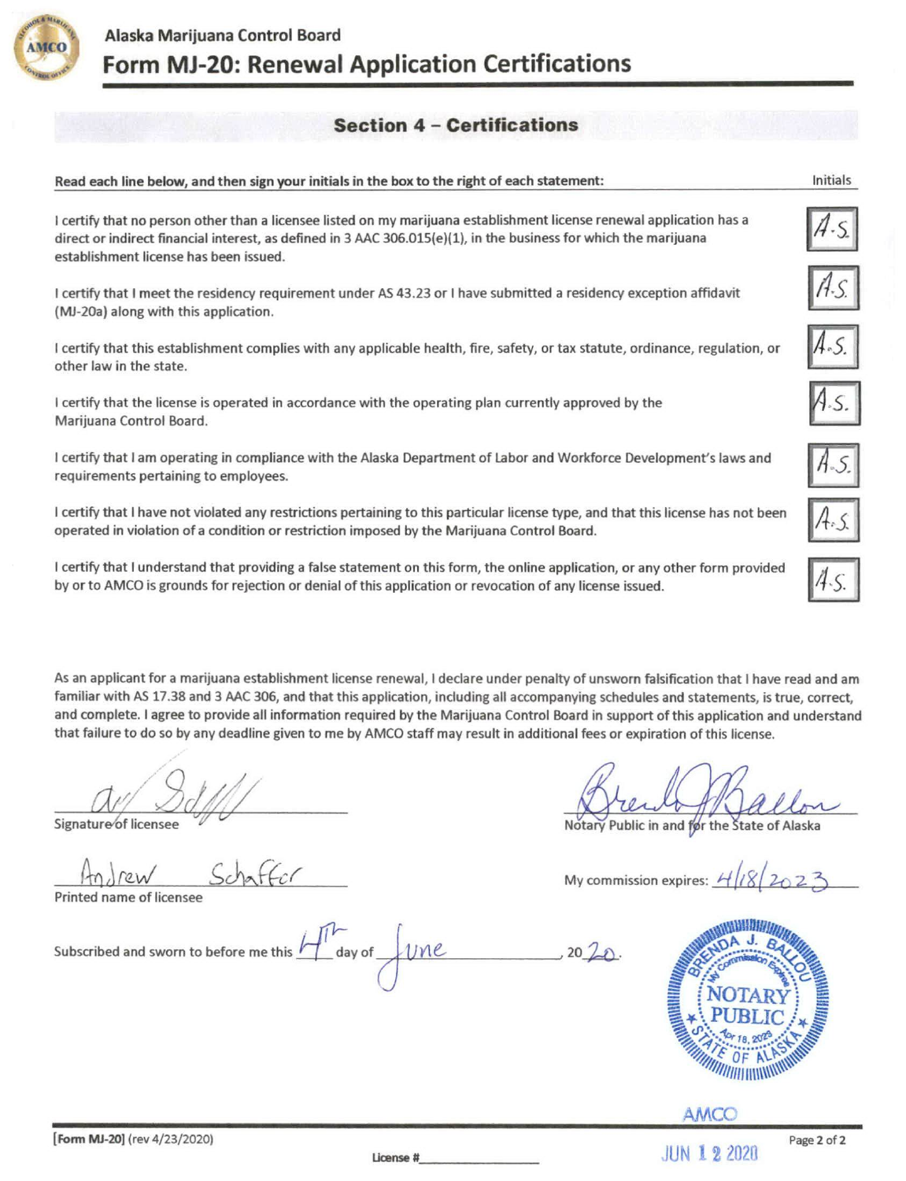Alaska Marijuana Control Board

# Form MJ-20: Renewal Application Certifications

## Section 4 – Certifications

**Read each line below, and then sign your initials in the box to the right of each statement:**

| Statement | Initials |
|---|---|
| I certify that no person other than a licensee listed on my marijuana establishment license renewal application has a direct or indirect financial interest, as defined in 3 AAC 306.015(e)(1), in the business for which the marijuana establishment license has been issued. | A.S. |
| I certify that I meet the residency requirement under AS 43.23 or I have submitted a residency exception affidavit (MJ-20a) along with this application. | A.S. |
| I certify that this establishment complies with any applicable health, fire, safety, or tax statute, ordinance, regulation, or other law in the state. | A.S. |
| I certify that the license is operated in accordance with the operating plan currently approved by the Marijuana Control Board. | A.S. |
| I certify that I am operating in compliance with the Alaska Department of Labor and Workforce Development's laws and requirements pertaining to employees. | A.S. |
| I certify that I have not violated any restrictions pertaining to this particular license type, and that this license has not been operated in violation of a condition or restriction imposed by the Marijuana Control Board. | A.S. |
| I certify that I understand that providing a false statement on this form, the online application, or any other form provided by or to AMCO is grounds for rejection or denial of this application or revocation of any license issued. | A.S. |

As an applicant for a marijuana establishment license renewal, I declare under penalty of unsworn falsification that I have read and am familiar with AS 17.38 and 3 AAC 306, and that this application, including all accompanying schedules and statements, is true, correct, and complete. I agree to provide all information required by the Marijuana Control Board in support of this application and understand that failure to do so by any deadline given to me by AMCO staff may result in additional fees or expiration of this license.

[Signature]
Signature of licensee

Andrew Schaffer
Printed name of licensee

[Signature]
Notary Public in and for the State of Alaska

My commission expires: 4/18/2023

Subscribed and sworn to before me this 4th day of June, 2020.

[Seal: BRENDA J. BALLOU, NOTARY PUBLIC, STATE OF ALASKA, My Commission Expires Apr 18, 2023]

AMCO
JUN 12 2020

[Form MJ-20] (rev 4/23/2020)

License #\_\_\_\_\_\_\_\_\_\_\_\_